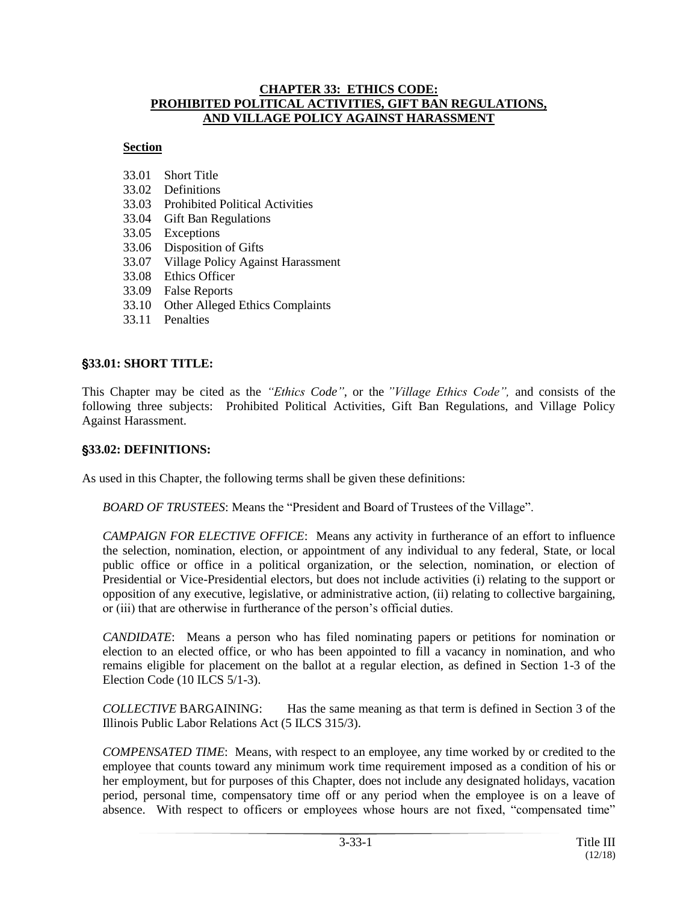# CHAPTER 33: ETHICS CODE: PROHIBITED POLITICAL ACTIVITIES, GIFT BAN REGULATIONS, AND VILLAGE POLICY AGAINST HARASSMENT

**Section**

- 33.01 Short Title
- 33.02 Definitions
- 33.03 Prohibited Political Activities
- 33.04 Gift Ban Regulations
- 33.05 Exceptions
- 33.06 Disposition of Gifts
- 33.07 Village Policy Against Harassment
- 33.08 Ethics Officer
- 33.09 False Reports
- 33.10 Other Alleged Ethics Complaints
- 33.11 Penalties

## §33.01: SHORT TITLE:

This Chapter may be cited as the *"Ethics Code"*, or the *"Village Ethics Code",* and consists of the following three subjects: Prohibited Political Activities, Gift Ban Regulations, and Village Policy Against Harassment.

## §33.02: DEFINITIONS:

As used in this Chapter, the following terms shall be given these definitions:

*BOARD OF TRUSTEES*: Means the "President and Board of Trustees of the Village".

*CAMPAIGN FOR ELECTIVE OFFICE*: Means any activity in furtherance of an effort to influence the selection, nomination, election, or appointment of any individual to any federal, State, or local public office or office in a political organization, or the selection, nomination, or election of Presidential or Vice-Presidential electors, but does not include activities (i) relating to the support or opposition of any executive, legislative, or administrative action, (ii) relating to collective bargaining, or (iii) that are otherwise in furtherance of the person's official duties.

*CANDIDATE*: Means a person who has filed nominating papers or petitions for nomination or election to an elected office, or who has been appointed to fill a vacancy in nomination, and who remains eligible for placement on the ballot at a regular election, as defined in Section 1-3 of the Election Code (10 ILCS 5/1-3).

*COLLECTIVE* BARGAINING: Has the same meaning as that term is defined in Section 3 of the Illinois Public Labor Relations Act (5 ILCS 315/3).

*COMPENSATED TIME*: Means, with respect to an employee, any time worked by or credited to the employee that counts toward any minimum work time requirement imposed as a condition of his or her employment, but for purposes of this Chapter, does not include any designated holidays, vacation period, personal time, compensatory time off or any period when the employee is on a leave of absence. With respect to officers or employees whose hours are not fixed, "compensated time"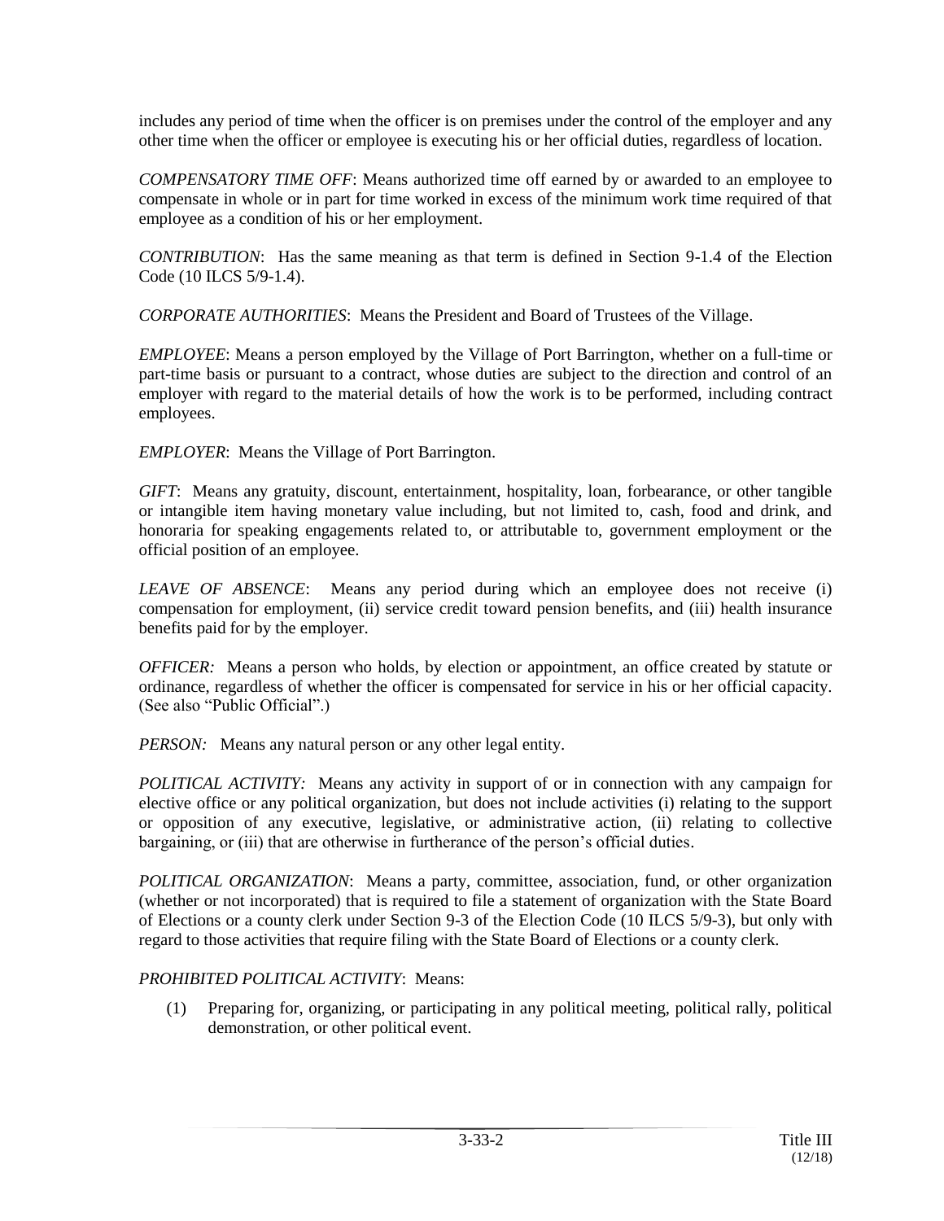includes any period of time when the officer is on premises under the control of the employer and any other time when the officer or employee is executing his or her official duties, regardless of location.

*COMPENSATORY TIME OFF*: Means authorized time off earned by or awarded to an employee to compensate in whole or in part for time worked in excess of the minimum work time required of that employee as a condition of his or her employment.

*CONTRIBUTION*: Has the same meaning as that term is defined in Section 9-1.4 of the Election Code (10 ILCS 5/9-1.4).

*CORPORATE AUTHORITIES*: Means the President and Board of Trustees of the Village.

*EMPLOYEE*: Means a person employed by the Village of Port Barrington, whether on a full-time or part-time basis or pursuant to a contract, whose duties are subject to the direction and control of an employer with regard to the material details of how the work is to be performed, including contract employees.

*EMPLOYER*: Means the Village of Port Barrington.

*GIFT*: Means any gratuity, discount, entertainment, hospitality, loan, forbearance, or other tangible or intangible item having monetary value including, but not limited to, cash, food and drink, and honoraria for speaking engagements related to, or attributable to, government employment or the official position of an employee.

*LEAVE OF ABSENCE*: Means any period during which an employee does not receive (i) compensation for employment, (ii) service credit toward pension benefits, and (iii) health insurance benefits paid for by the employer.

*OFFICER:* Means a person who holds, by election or appointment, an office created by statute or ordinance, regardless of whether the officer is compensated for service in his or her official capacity. (See also "Public Official".)

*PERSON:* Means any natural person or any other legal entity.

*POLITICAL ACTIVITY:* Means any activity in support of or in connection with any campaign for elective office or any political organization, but does not include activities (i) relating to the support or opposition of any executive, legislative, or administrative action, (ii) relating to collective bargaining, or (iii) that are otherwise in furtherance of the person's official duties.

*POLITICAL ORGANIZATION*: Means a party, committee, association, fund, or other organization (whether or not incorporated) that is required to file a statement of organization with the State Board of Elections or a county clerk under Section 9-3 of the Election Code (10 ILCS 5/9-3), but only with regard to those activities that require filing with the State Board of Elections or a county clerk.

*PROHIBITED POLITICAL ACTIVITY*: Means:

(1) Preparing for, organizing, or participating in any political meeting, political rally, political demonstration, or other political event.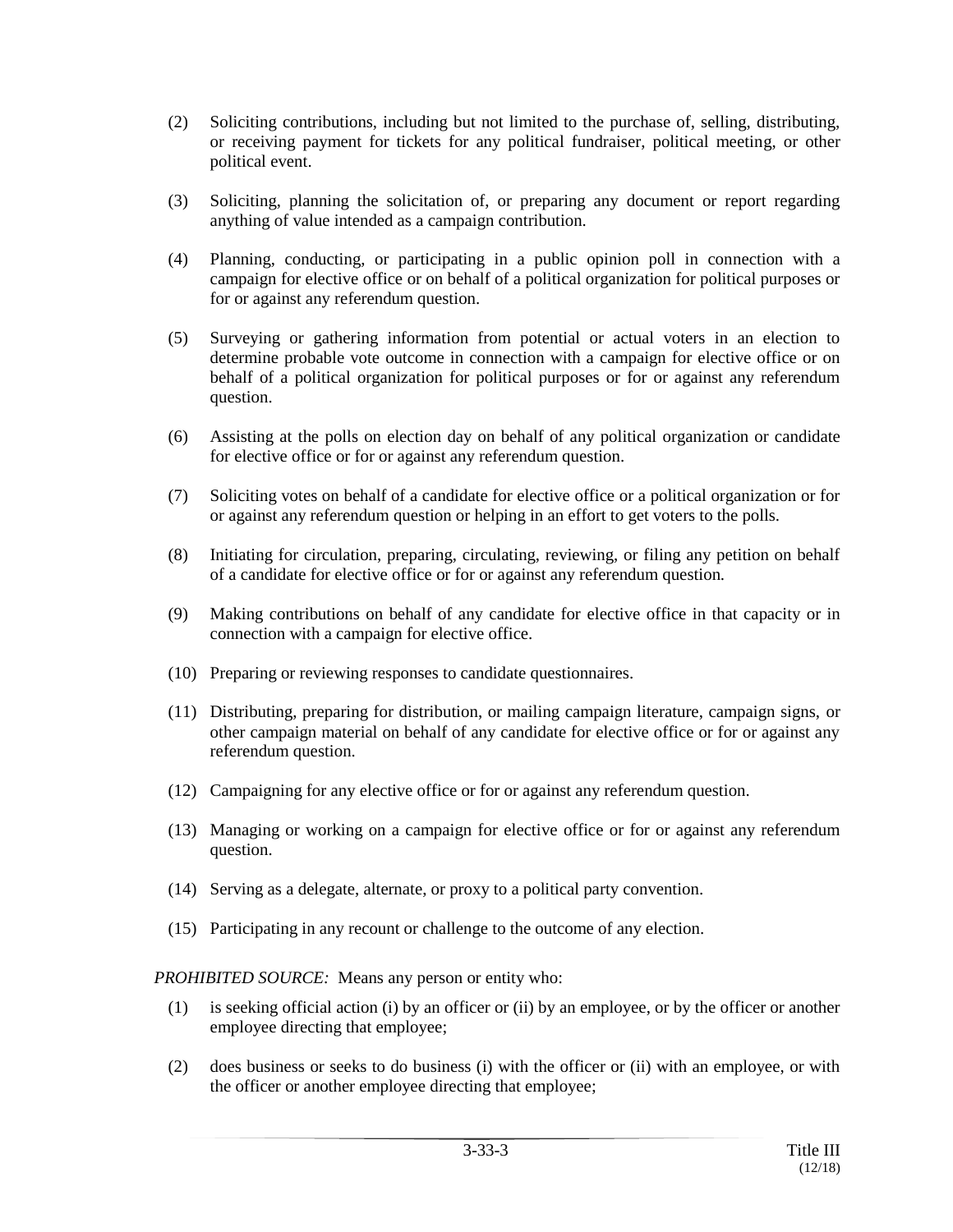(2) Soliciting contributions, including but not limited to the purchase of, selling, distributing, or receiving payment for tickets for any political fundraiser, political meeting, or other political event.

(3) Soliciting, planning the solicitation of, or preparing any document or report regarding anything of value intended as a campaign contribution.

(4) Planning, conducting, or participating in a public opinion poll in connection with a campaign for elective office or on behalf of a political organization for political purposes or for or against any referendum question.

(5) Surveying or gathering information from potential or actual voters in an election to determine probable vote outcome in connection with a campaign for elective office or on behalf of a political organization for political purposes or for or against any referendum question.

(6) Assisting at the polls on election day on behalf of any political organization or candidate for elective office or for or against any referendum question.

(7) Soliciting votes on behalf of a candidate for elective office or a political organization or for or against any referendum question or helping in an effort to get voters to the polls.

(8) Initiating for circulation, preparing, circulating, reviewing, or filing any petition on behalf of a candidate for elective office or for or against any referendum question.

(9) Making contributions on behalf of any candidate for elective office in that capacity or in connection with a campaign for elective office.

(10) Preparing or reviewing responses to candidate questionnaires.

(11) Distributing, preparing for distribution, or mailing campaign literature, campaign signs, or other campaign material on behalf of any candidate for elective office or for or against any referendum question.

(12) Campaigning for any elective office or for or against any referendum question.

(13) Managing or working on a campaign for elective office or for or against any referendum question.

(14) Serving as a delegate, alternate, or proxy to a political party convention.

(15) Participating in any recount or challenge to the outcome of any election.

*PROHIBITED SOURCE:* Means any person or entity who:

(1) is seeking official action (i) by an officer or (ii) by an employee, or by the officer or another employee directing that employee;

(2) does business or seeks to do business (i) with the officer or (ii) with an employee, or with the officer or another employee directing that employee;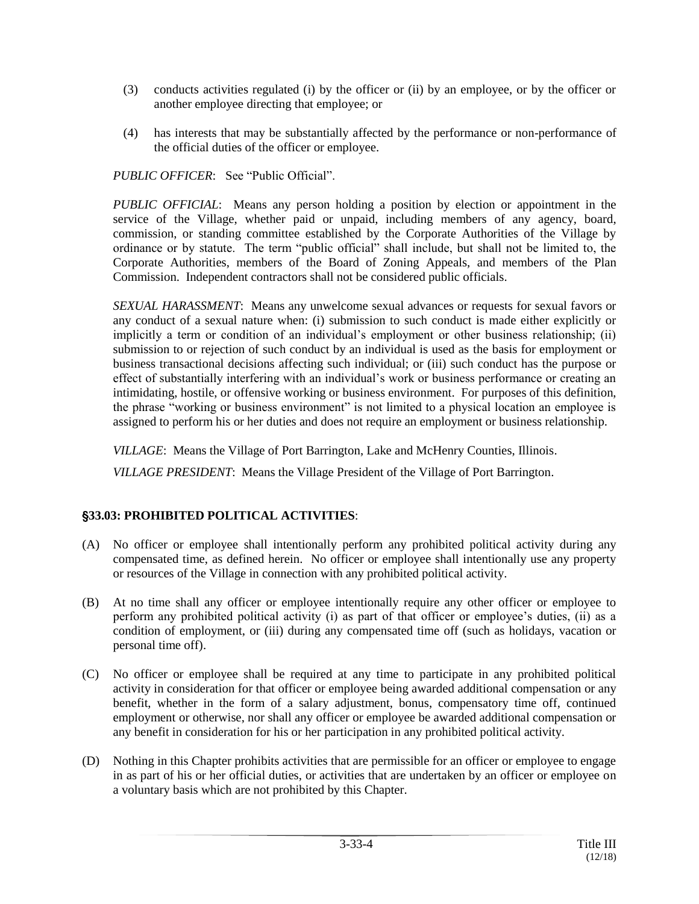(3) conducts activities regulated (i) by the officer or (ii) by an employee, or by the officer or another employee directing that employee; or

(4) has interests that may be substantially affected by the performance or non-performance of the official duties of the officer or employee.

*PUBLIC OFFICER*: See "Public Official".

*PUBLIC OFFICIAL*: Means any person holding a position by election or appointment in the service of the Village, whether paid or unpaid, including members of any agency, board, commission, or standing committee established by the Corporate Authorities of the Village by ordinance or by statute. The term "public official" shall include, but shall not be limited to, the Corporate Authorities, members of the Board of Zoning Appeals, and members of the Plan Commission. Independent contractors shall not be considered public officials.

*SEXUAL HARASSMENT*: Means any unwelcome sexual advances or requests for sexual favors or any conduct of a sexual nature when: (i) submission to such conduct is made either explicitly or implicitly a term or condition of an individual's employment or other business relationship; (ii) submission to or rejection of such conduct by an individual is used as the basis for employment or business transactional decisions affecting such individual; or (iii) such conduct has the purpose or effect of substantially interfering with an individual's work or business performance or creating an intimidating, hostile, or offensive working or business environment. For purposes of this definition, the phrase "working or business environment" is not limited to a physical location an employee is assigned to perform his or her duties and does not require an employment or business relationship.

*VILLAGE*: Means the Village of Port Barrington, Lake and McHenry Counties, Illinois.

*VILLAGE PRESIDENT*: Means the Village President of the Village of Port Barrington.

## §33.03: PROHIBITED POLITICAL ACTIVITIES:

(A) No officer or employee shall intentionally perform any prohibited political activity during any compensated time, as defined herein. No officer or employee shall intentionally use any property or resources of the Village in connection with any prohibited political activity.

(B) At no time shall any officer or employee intentionally require any other officer or employee to perform any prohibited political activity (i) as part of that officer or employee's duties, (ii) as a condition of employment, or (iii) during any compensated time off (such as holidays, vacation or personal time off).

(C) No officer or employee shall be required at any time to participate in any prohibited political activity in consideration for that officer or employee being awarded additional compensation or any benefit, whether in the form of a salary adjustment, bonus, compensatory time off, continued employment or otherwise, nor shall any officer or employee be awarded additional compensation or any benefit in consideration for his or her participation in any prohibited political activity.

(D) Nothing in this Chapter prohibits activities that are permissible for an officer or employee to engage in as part of his or her official duties, or activities that are undertaken by an officer or employee on a voluntary basis which are not prohibited by this Chapter.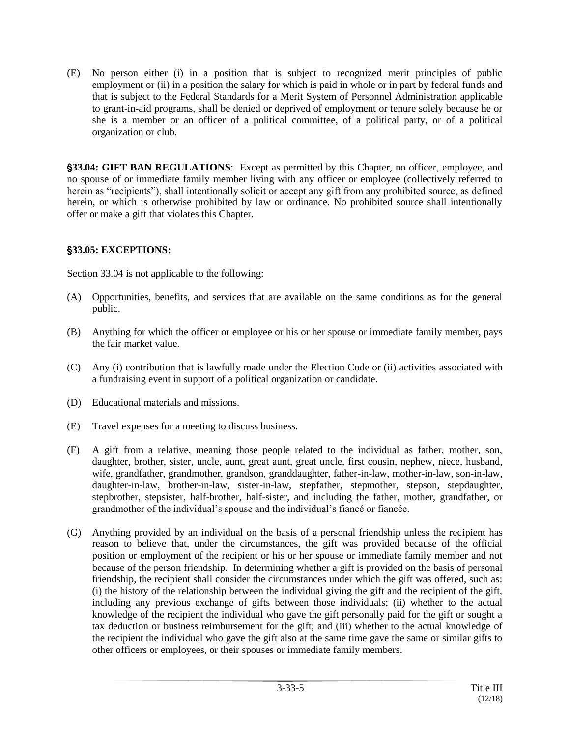(E) No person either (i) in a position that is subject to recognized merit principles of public employment or (ii) in a position the salary for which is paid in whole or in part by federal funds and that is subject to the Federal Standards for a Merit System of Personnel Administration applicable to grant-in-aid programs, shall be denied or deprived of employment or tenure solely because he or she is a member or an officer of a political committee, of a political party, or of a political organization or club.

**§33.04: GIFT BAN REGULATIONS**: Except as permitted by this Chapter, no officer, employee, and no spouse of or immediate family member living with any officer or employee (collectively referred to herein as "recipients"), shall intentionally solicit or accept any gift from any prohibited source, as defined herein, or which is otherwise prohibited by law or ordinance. No prohibited source shall intentionally offer or make a gift that violates this Chapter.

**§33.05: EXCEPTIONS:**

Section 33.04 is not applicable to the following:

(A) Opportunities, benefits, and services that are available on the same conditions as for the general public.

(B) Anything for which the officer or employee or his or her spouse or immediate family member, pays the fair market value.

(C) Any (i) contribution that is lawfully made under the Election Code or (ii) activities associated with a fundraising event in support of a political organization or candidate.

(D) Educational materials and missions.

(E) Travel expenses for a meeting to discuss business.

(F) A gift from a relative, meaning those people related to the individual as father, mother, son, daughter, brother, sister, uncle, aunt, great aunt, great uncle, first cousin, nephew, niece, husband, wife, grandfather, grandmother, grandson, granddaughter, father-in-law, mother-in-law, son-in-law, daughter-in-law, brother-in-law, sister-in-law, stepfather, stepmother, stepson, stepdaughter, stepbrother, stepsister, half-brother, half-sister, and including the father, mother, grandfather, or grandmother of the individual's spouse and the individual's fiancé or fiancée.

(G) Anything provided by an individual on the basis of a personal friendship unless the recipient has reason to believe that, under the circumstances, the gift was provided because of the official position or employment of the recipient or his or her spouse or immediate family member and not because of the person friendship. In determining whether a gift is provided on the basis of personal friendship, the recipient shall consider the circumstances under which the gift was offered, such as: (i) the history of the relationship between the individual giving the gift and the recipient of the gift, including any previous exchange of gifts between those individuals; (ii) whether to the actual knowledge of the recipient the individual who gave the gift personally paid for the gift or sought a tax deduction or business reimbursement for the gift; and (iii) whether to the actual knowledge of the recipient the individual who gave the gift also at the same time gave the same or similar gifts to other officers or employees, or their spouses or immediate family members.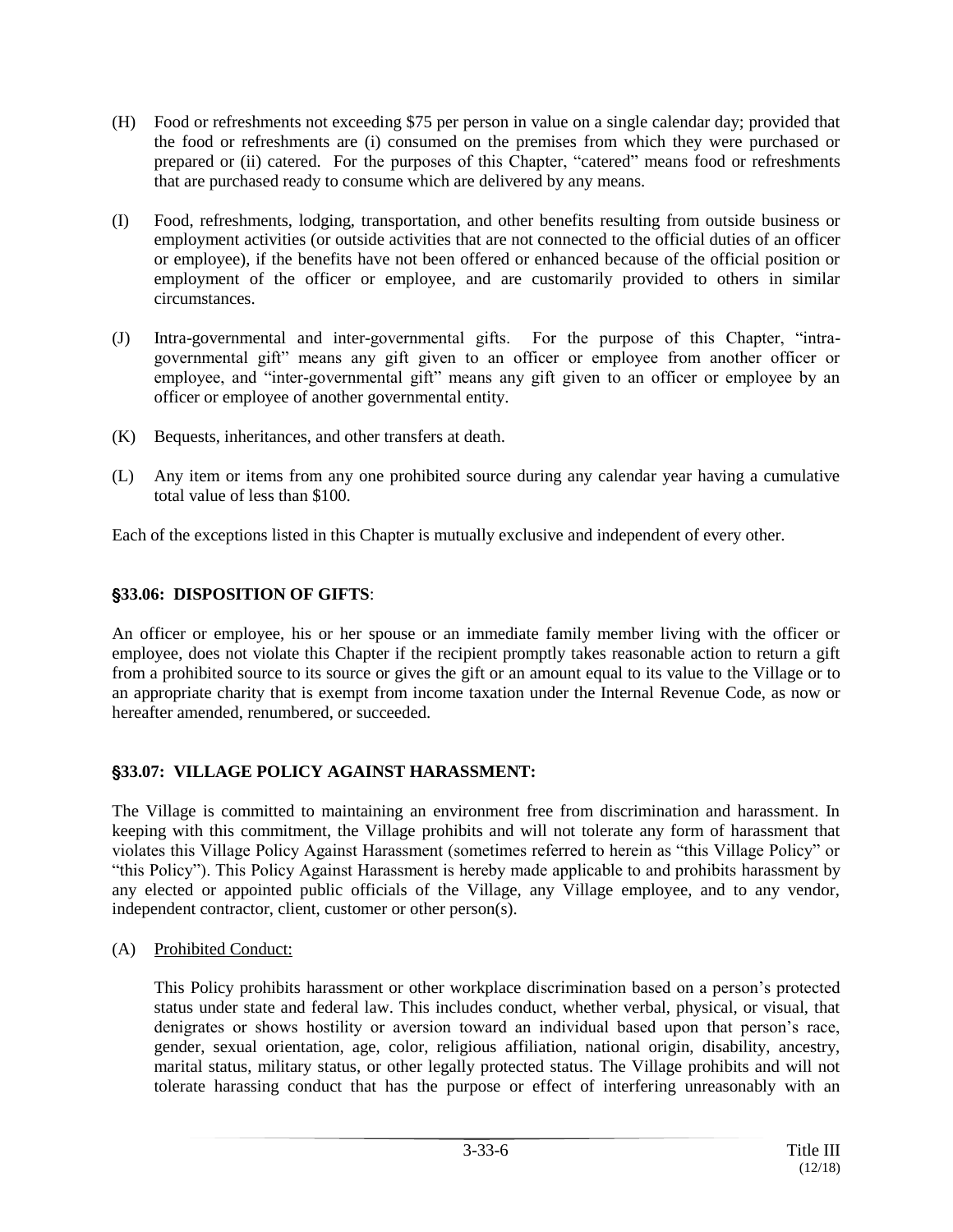(H) Food or refreshments not exceeding $75 per person in value on a single calendar day; provided that the food or refreshments are (i) consumed on the premises from which they were purchased or prepared or (ii) catered. For the purposes of this Chapter, "catered" means food or refreshments that are purchased ready to consume which are delivered by any means.

(I) Food, refreshments, lodging, transportation, and other benefits resulting from outside business or employment activities (or outside activities that are not connected to the official duties of an officer or employee), if the benefits have not been offered or enhanced because of the official position or employment of the officer or employee, and are customarily provided to others in similar circumstances.

(J) Intra-governmental and inter-governmental gifts. For the purpose of this Chapter, "intra-governmental gift" means any gift given to an officer or employee from another officer or employee, and "inter-governmental gift" means any gift given to an officer or employee by an officer or employee of another governmental entity.

(K) Bequests, inheritances, and other transfers at death.

(L) Any item or items from any one prohibited source during any calendar year having a cumulative total value of less than $100.

Each of the exceptions listed in this Chapter is mutually exclusive and independent of every other.

## §33.06: DISPOSITION OF GIFTS:

An officer or employee, his or her spouse or an immediate family member living with the officer or employee, does not violate this Chapter if the recipient promptly takes reasonable action to return a gift from a prohibited source to its source or gives the gift or an amount equal to its value to the Village or to an appropriate charity that is exempt from income taxation under the Internal Revenue Code, as now or hereafter amended, renumbered, or succeeded.

## §33.07: VILLAGE POLICY AGAINST HARASSMENT:

The Village is committed to maintaining an environment free from discrimination and harassment. In keeping with this commitment, the Village prohibits and will not tolerate any form of harassment that violates this Village Policy Against Harassment (sometimes referred to herein as "this Village Policy" or "this Policy"). This Policy Against Harassment is hereby made applicable to and prohibits harassment by any elected or appointed public officials of the Village, any Village employee, and to any vendor, independent contractor, client, customer or other person(s).

(A) Prohibited Conduct:

This Policy prohibits harassment or other workplace discrimination based on a person's protected status under state and federal law. This includes conduct, whether verbal, physical, or visual, that denigrates or shows hostility or aversion toward an individual based upon that person's race, gender, sexual orientation, age, color, religious affiliation, national origin, disability, ancestry, marital status, military status, or other legally protected status. The Village prohibits and will not tolerate harassing conduct that has the purpose or effect of interfering unreasonably with an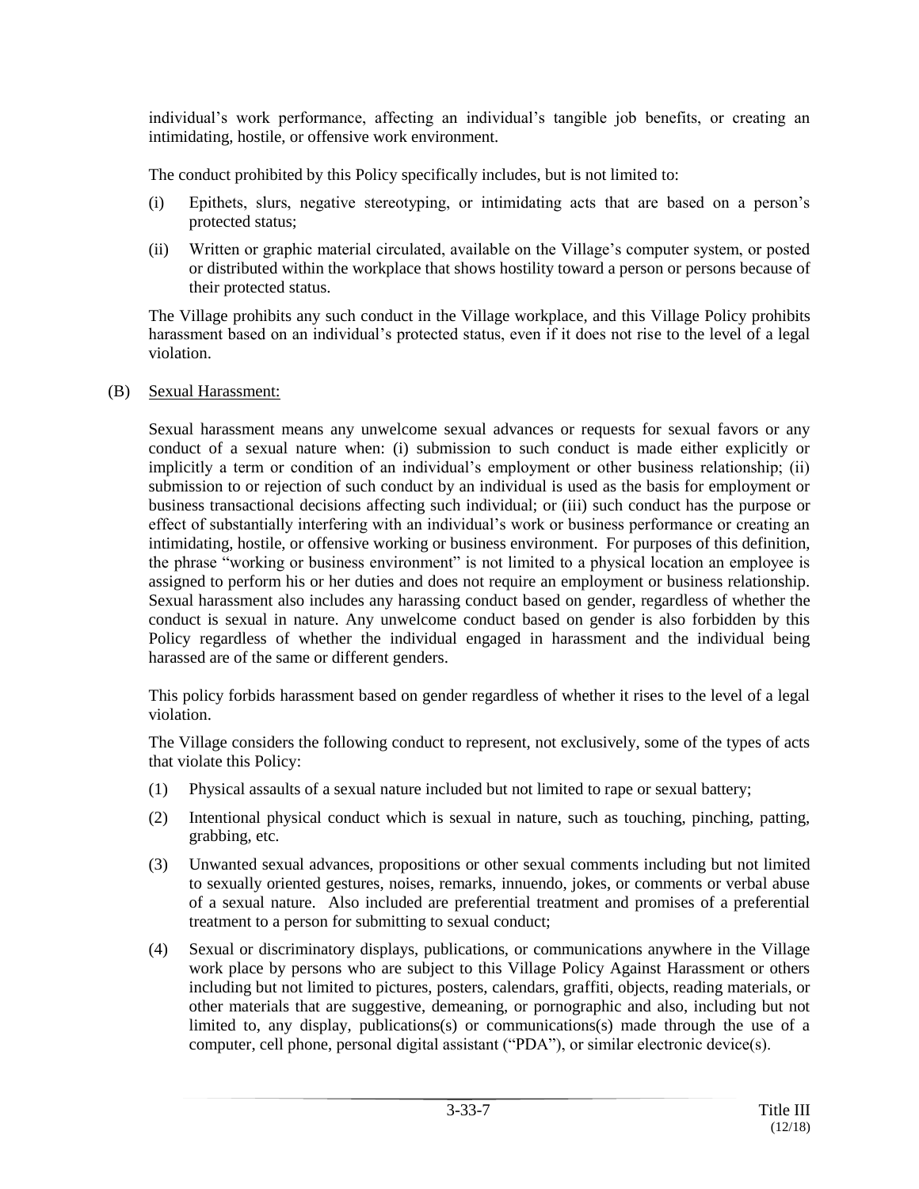individual's work performance, affecting an individual's tangible job benefits, or creating an intimidating, hostile, or offensive work environment.

The conduct prohibited by this Policy specifically includes, but is not limited to:

(i) Epithets, slurs, negative stereotyping, or intimidating acts that are based on a person's protected status;

(ii) Written or graphic material circulated, available on the Village's computer system, or posted or distributed within the workplace that shows hostility toward a person or persons because of their protected status.

The Village prohibits any such conduct in the Village workplace, and this Village Policy prohibits harassment based on an individual's protected status, even if it does not rise to the level of a legal violation.

(B) Sexual Harassment:

Sexual harassment means any unwelcome sexual advances or requests for sexual favors or any conduct of a sexual nature when: (i) submission to such conduct is made either explicitly or implicitly a term or condition of an individual's employment or other business relationship; (ii) submission to or rejection of such conduct by an individual is used as the basis for employment or business transactional decisions affecting such individual; or (iii) such conduct has the purpose or effect of substantially interfering with an individual's work or business performance or creating an intimidating, hostile, or offensive working or business environment. For purposes of this definition, the phrase "working or business environment" is not limited to a physical location an employee is assigned to perform his or her duties and does not require an employment or business relationship. Sexual harassment also includes any harassing conduct based on gender, regardless of whether the conduct is sexual in nature. Any unwelcome conduct based on gender is also forbidden by this Policy regardless of whether the individual engaged in harassment and the individual being harassed are of the same or different genders.

This policy forbids harassment based on gender regardless of whether it rises to the level of a legal violation.

The Village considers the following conduct to represent, not exclusively, some of the types of acts that violate this Policy:

(1) Physical assaults of a sexual nature included but not limited to rape or sexual battery;

(2) Intentional physical conduct which is sexual in nature, such as touching, pinching, patting, grabbing, etc.

(3) Unwanted sexual advances, propositions or other sexual comments including but not limited to sexually oriented gestures, noises, remarks, innuendo, jokes, or comments or verbal abuse of a sexual nature. Also included are preferential treatment and promises of a preferential treatment to a person for submitting to sexual conduct;

(4) Sexual or discriminatory displays, publications, or communications anywhere in the Village work place by persons who are subject to this Village Policy Against Harassment or others including but not limited to pictures, posters, calendars, graffiti, objects, reading materials, or other materials that are suggestive, demeaning, or pornographic and also, including but not limited to, any display, publications(s) or communications(s) made through the use of a computer, cell phone, personal digital assistant ("PDA"), or similar electronic device(s).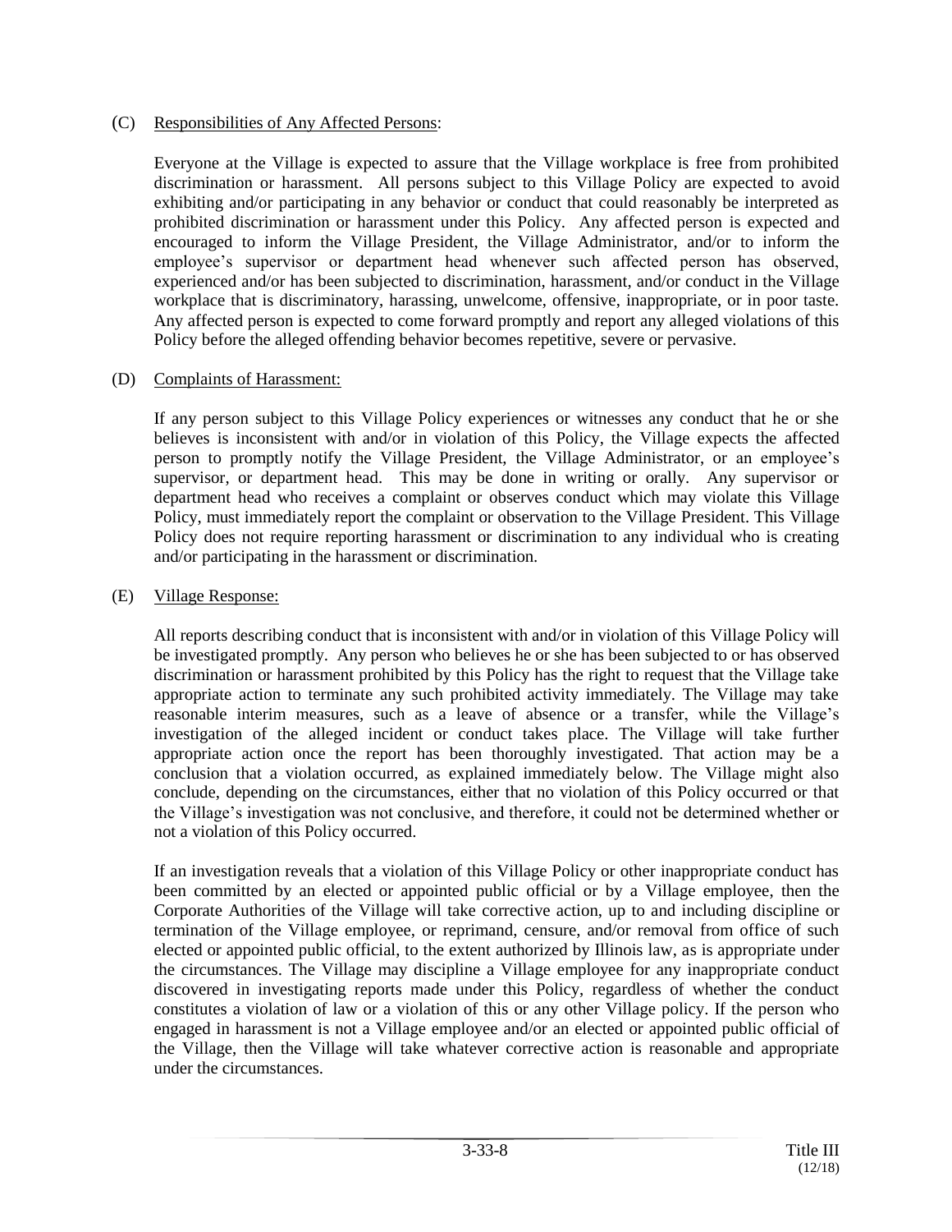(C) Responsibilities of Any Affected Persons:

Everyone at the Village is expected to assure that the Village workplace is free from prohibited discrimination or harassment. All persons subject to this Village Policy are expected to avoid exhibiting and/or participating in any behavior or conduct that could reasonably be interpreted as prohibited discrimination or harassment under this Policy. Any affected person is expected and encouraged to inform the Village President, the Village Administrator, and/or to inform the employee's supervisor or department head whenever such affected person has observed, experienced and/or has been subjected to discrimination, harassment, and/or conduct in the Village workplace that is discriminatory, harassing, unwelcome, offensive, inappropriate, or in poor taste. Any affected person is expected to come forward promptly and report any alleged violations of this Policy before the alleged offending behavior becomes repetitive, severe or pervasive.

(D) Complaints of Harassment:

If any person subject to this Village Policy experiences or witnesses any conduct that he or she believes is inconsistent with and/or in violation of this Policy, the Village expects the affected person to promptly notify the Village President, the Village Administrator, or an employee's supervisor, or department head. This may be done in writing or orally. Any supervisor or department head who receives a complaint or observes conduct which may violate this Village Policy, must immediately report the complaint or observation to the Village President. This Village Policy does not require reporting harassment or discrimination to any individual who is creating and/or participating in the harassment or discrimination.

(E) Village Response:

All reports describing conduct that is inconsistent with and/or in violation of this Village Policy will be investigated promptly. Any person who believes he or she has been subjected to or has observed discrimination or harassment prohibited by this Policy has the right to request that the Village take appropriate action to terminate any such prohibited activity immediately. The Village may take reasonable interim measures, such as a leave of absence or a transfer, while the Village's investigation of the alleged incident or conduct takes place. The Village will take further appropriate action once the report has been thoroughly investigated. That action may be a conclusion that a violation occurred, as explained immediately below. The Village might also conclude, depending on the circumstances, either that no violation of this Policy occurred or that the Village's investigation was not conclusive, and therefore, it could not be determined whether or not a violation of this Policy occurred.

If an investigation reveals that a violation of this Village Policy or other inappropriate conduct has been committed by an elected or appointed public official or by a Village employee, then the Corporate Authorities of the Village will take corrective action, up to and including discipline or termination of the Village employee, or reprimand, censure, and/or removal from office of such elected or appointed public official, to the extent authorized by Illinois law, as is appropriate under the circumstances. The Village may discipline a Village employee for any inappropriate conduct discovered in investigating reports made under this Policy, regardless of whether the conduct constitutes a violation of law or a violation of this or any other Village policy. If the person who engaged in harassment is not a Village employee and/or an elected or appointed public official of the Village, then the Village will take whatever corrective action is reasonable and appropriate under the circumstances.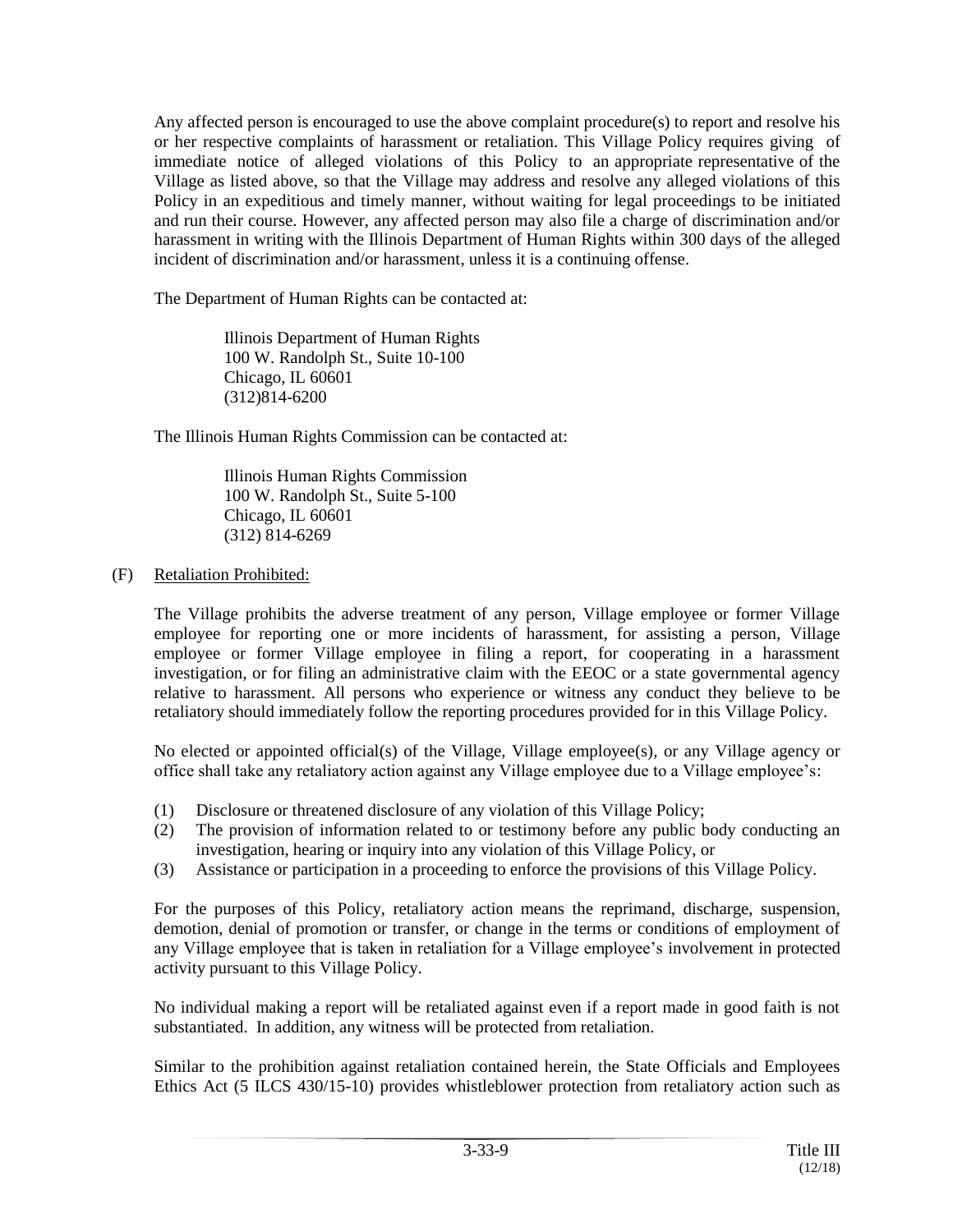Any affected person is encouraged to use the above complaint procedure(s) to report and resolve his or her respective complaints of harassment or retaliation. This Village Policy requires giving of immediate notice of alleged violations of this Policy to an appropriate representative of the Village as listed above, so that the Village may address and resolve any alleged violations of this Policy in an expeditious and timely manner, without waiting for legal proceedings to be initiated and run their course. However, any affected person may also file a charge of discrimination and/or harassment in writing with the Illinois Department of Human Rights within 300 days of the alleged incident of discrimination and/or harassment, unless it is a continuing offense.

The Department of Human Rights can be contacted at:

Illinois Department of Human Rights
100 W. Randolph St., Suite 10-100
Chicago, IL 60601
(312)814-6200

The Illinois Human Rights Commission can be contacted at:

Illinois Human Rights Commission
100 W. Randolph St., Suite 5-100
Chicago, IL 60601
(312) 814-6269

(F) Retaliation Prohibited:

The Village prohibits the adverse treatment of any person, Village employee or former Village employee for reporting one or more incidents of harassment, for assisting a person, Village employee or former Village employee in filing a report, for cooperating in a harassment investigation, or for filing an administrative claim with the EEOC or a state governmental agency relative to harassment. All persons who experience or witness any conduct they believe to be retaliatory should immediately follow the reporting procedures provided for in this Village Policy.

No elected or appointed official(s) of the Village, Village employee(s), or any Village agency or office shall take any retaliatory action against any Village employee due to a Village employee's:

(1) Disclosure or threatened disclosure of any violation of this Village Policy;
(2) The provision of information related to or testimony before any public body conducting an investigation, hearing or inquiry into any violation of this Village Policy, or
(3) Assistance or participation in a proceeding to enforce the provisions of this Village Policy.

For the purposes of this Policy, retaliatory action means the reprimand, discharge, suspension, demotion, denial of promotion or transfer, or change in the terms or conditions of employment of any Village employee that is taken in retaliation for a Village employee's involvement in protected activity pursuant to this Village Policy.

No individual making a report will be retaliated against even if a report made in good faith is not substantiated. In addition, any witness will be protected from retaliation.

Similar to the prohibition against retaliation contained herein, the State Officials and Employees Ethics Act (5 ILCS 430/15-10) provides whistleblower protection from retaliatory action such as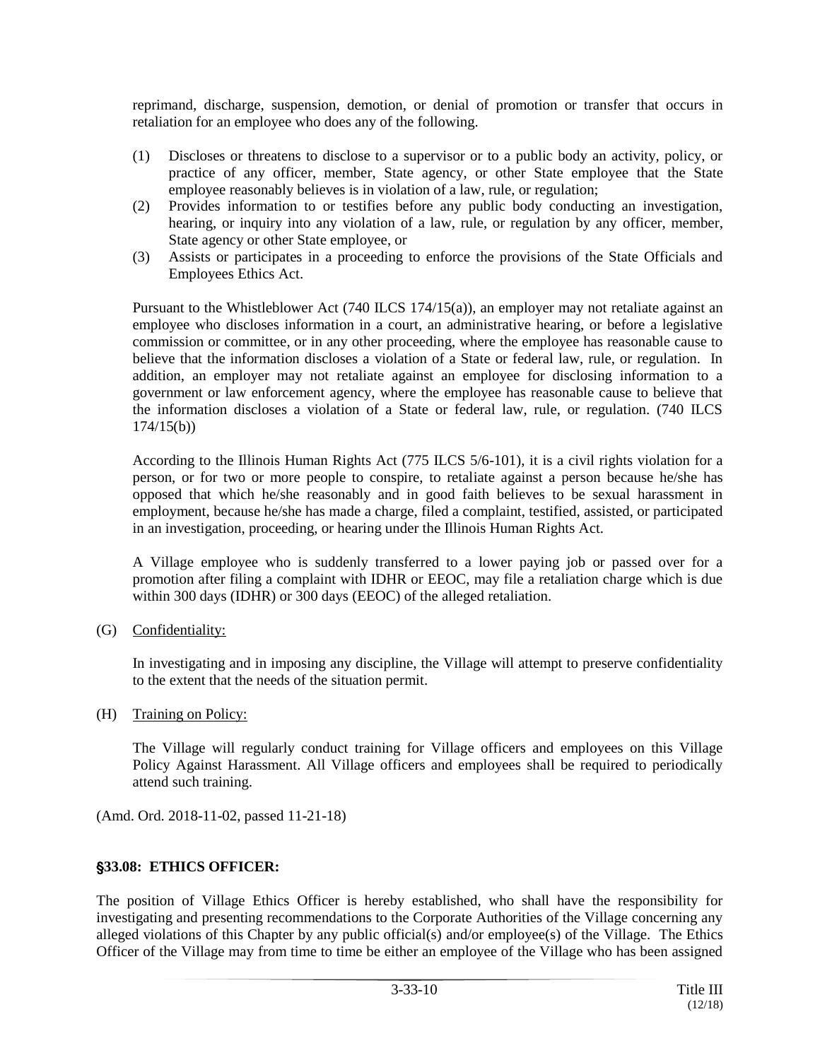reprimand, discharge, suspension, demotion, or denial of promotion or transfer that occurs in retaliation for an employee who does any of the following.

(1) Discloses or threatens to disclose to a supervisor or to a public body an activity, policy, or practice of any officer, member, State agency, or other State employee that the State employee reasonably believes is in violation of a law, rule, or regulation;
(2) Provides information to or testifies before any public body conducting an investigation, hearing, or inquiry into any violation of a law, rule, or regulation by any officer, member, State agency or other State employee, or
(3) Assists or participates in a proceeding to enforce the provisions of the State Officials and Employees Ethics Act.

Pursuant to the Whistleblower Act (740 ILCS 174/15(a)), an employer may not retaliate against an employee who discloses information in a court, an administrative hearing, or before a legislative commission or committee, or in any other proceeding, where the employee has reasonable cause to believe that the information discloses a violation of a State or federal law, rule, or regulation. In addition, an employer may not retaliate against an employee for disclosing information to a government or law enforcement agency, where the employee has reasonable cause to believe that the information discloses a violation of a State or federal law, rule, or regulation. (740 ILCS 174/15(b))

According to the Illinois Human Rights Act (775 ILCS 5/6-101), it is a civil rights violation for a person, or for two or more people to conspire, to retaliate against a person because he/she has opposed that which he/she reasonably and in good faith believes to be sexual harassment in employment, because he/she has made a charge, filed a complaint, testified, assisted, or participated in an investigation, proceeding, or hearing under the Illinois Human Rights Act.

A Village employee who is suddenly transferred to a lower paying job or passed over for a promotion after filing a complaint with IDHR or EEOC, may file a retaliation charge which is due within 300 days (IDHR) or 300 days (EEOC) of the alleged retaliation.

(G) Confidentiality:

In investigating and in imposing any discipline, the Village will attempt to preserve confidentiality to the extent that the needs of the situation permit.

(H) Training on Policy:

The Village will regularly conduct training for Village officers and employees on this Village Policy Against Harassment. All Village officers and employees shall be required to periodically attend such training.

(Amd. Ord. 2018-11-02, passed 11-21-18)

## §33.08: ETHICS OFFICER:

The position of Village Ethics Officer is hereby established, who shall have the responsibility for investigating and presenting recommendations to the Corporate Authorities of the Village concerning any alleged violations of this Chapter by any public official(s) and/or employee(s) of the Village. The Ethics Officer of the Village may from time to time be either an employee of the Village who has been assigned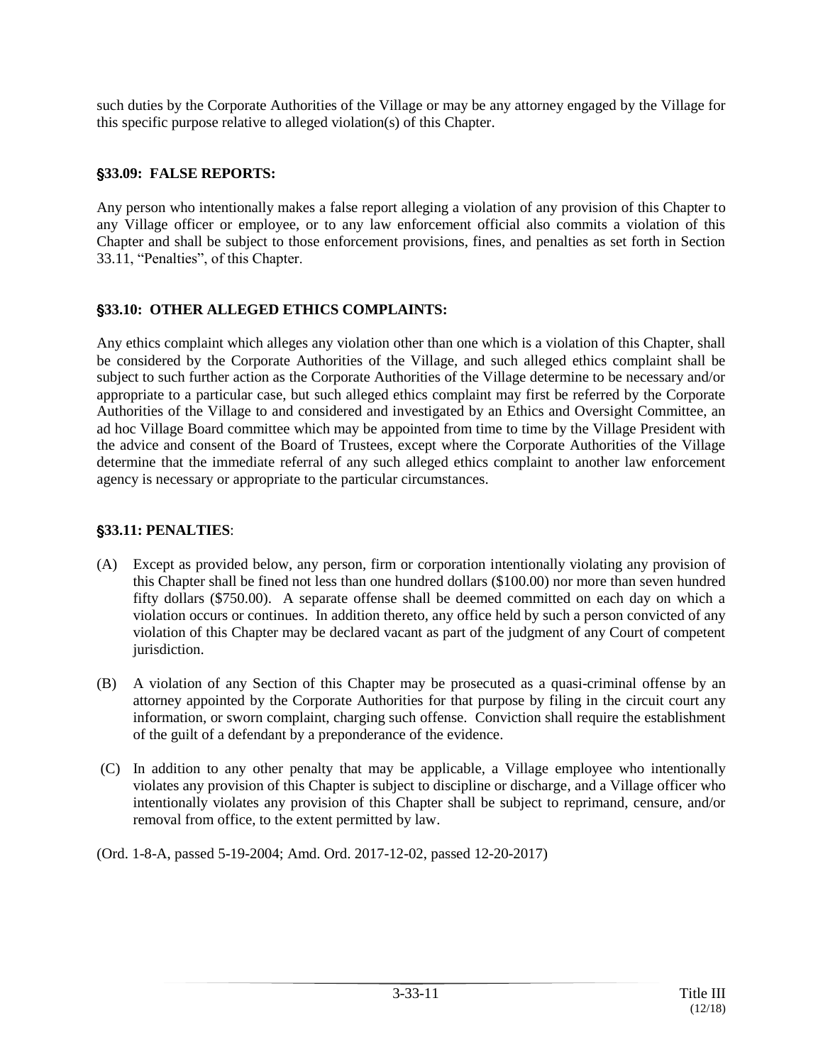such duties by the Corporate Authorities of the Village or may be any attorney engaged by the Village for this specific purpose relative to alleged violation(s) of this Chapter.

### §33.09: FALSE REPORTS:

Any person who intentionally makes a false report alleging a violation of any provision of this Chapter to any Village officer or employee, or to any law enforcement official also commits a violation of this Chapter and shall be subject to those enforcement provisions, fines, and penalties as set forth in Section 33.11, "Penalties", of this Chapter.

### §33.10: OTHER ALLEGED ETHICS COMPLAINTS:

Any ethics complaint which alleges any violation other than one which is a violation of this Chapter, shall be considered by the Corporate Authorities of the Village, and such alleged ethics complaint shall be subject to such further action as the Corporate Authorities of the Village determine to be necessary and/or appropriate to a particular case, but such alleged ethics complaint may first be referred by the Corporate Authorities of the Village to and considered and investigated by an Ethics and Oversight Committee, an ad hoc Village Board committee which may be appointed from time to time by the Village President with the advice and consent of the Board of Trustees, except where the Corporate Authorities of the Village determine that the immediate referral of any such alleged ethics complaint to another law enforcement agency is necessary or appropriate to the particular circumstances.

### §33.11: PENALTIES:

(A) Except as provided below, any person, firm or corporation intentionally violating any provision of this Chapter shall be fined not less than one hundred dollars ($100.00) nor more than seven hundred fifty dollars ($750.00). A separate offense shall be deemed committed on each day on which a violation occurs or continues. In addition thereto, any office held by such a person convicted of any violation of this Chapter may be declared vacant as part of the judgment of any Court of competent jurisdiction.

(B) A violation of any Section of this Chapter may be prosecuted as a quasi-criminal offense by an attorney appointed by the Corporate Authorities for that purpose by filing in the circuit court any information, or sworn complaint, charging such offense. Conviction shall require the establishment of the guilt of a defendant by a preponderance of the evidence.

(C) In addition to any other penalty that may be applicable, a Village employee who intentionally violates any provision of this Chapter is subject to discipline or discharge, and a Village officer who intentionally violates any provision of this Chapter shall be subject to reprimand, censure, and/or removal from office, to the extent permitted by law.

(Ord. 1-8-A, passed 5-19-2004; Amd. Ord. 2017-12-02, passed 12-20-2017)